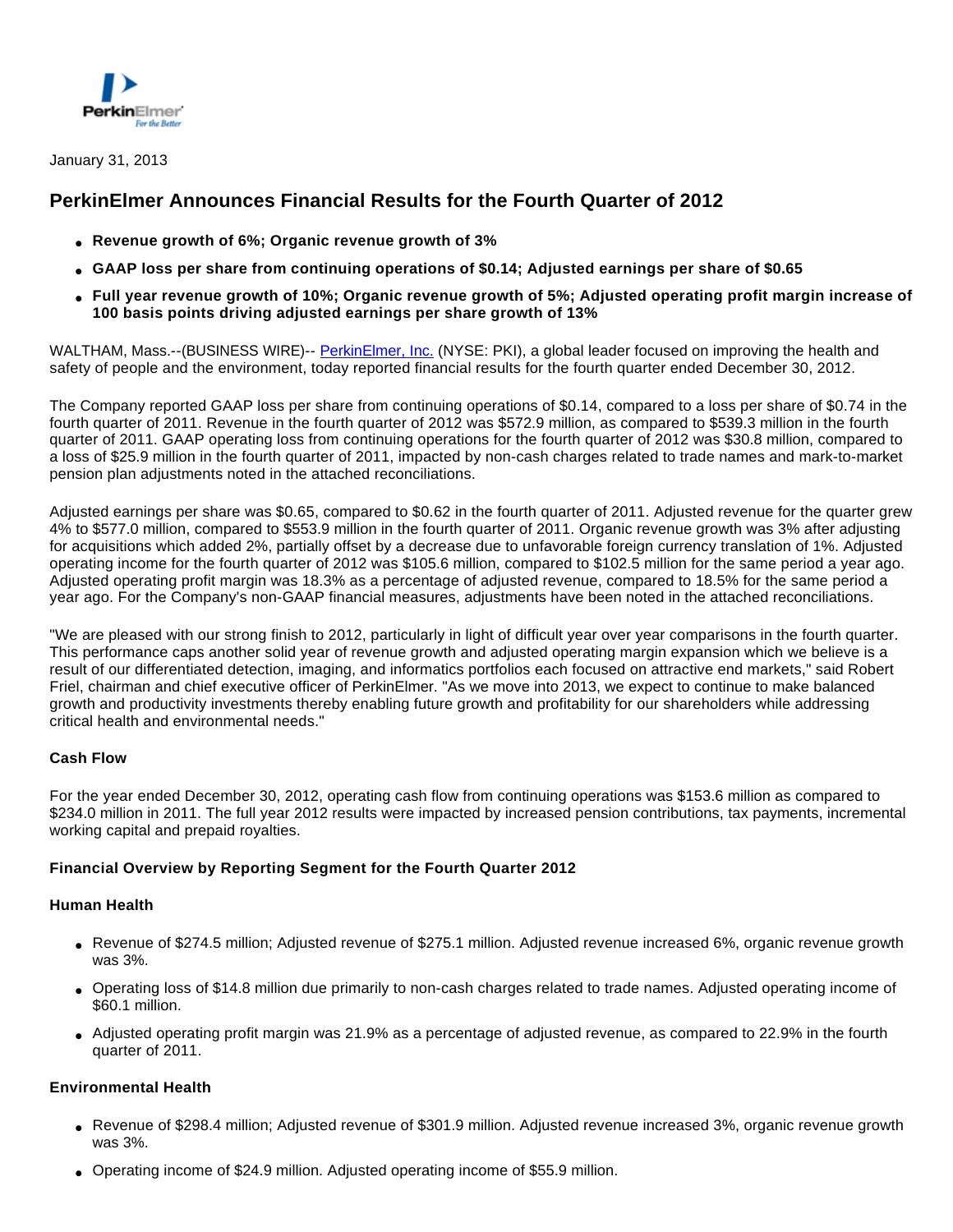January 31, 2013

# PerkinElmer Announces Financial Results for the Fourth Quarter of 2012

- **Revenue growth of 6%; Organic revenue growth of 3%**
- **GAAP loss per share from continuing operations of $0.14; Adjusted earnings per share of $0.65**
- **Full year revenue growth of 10%; Organic revenue growth of 5%; Adjusted operating profit margin increase of 100 basis points driving adjusted earnings per share growth of 13%**

WALTHAM, Mass.--(BUSINESS WIRE)-- PerkinElmer, Inc. (NYSE: PKI), a global leader focused on improving the health and safety of people and the environment, today reported financial results for the fourth quarter ended December 30, 2012.

The Company reported GAAP loss per share from continuing operations of $0.14, compared to a loss per share of $0.74 in the fourth quarter of 2011. Revenue in the fourth quarter of 2012 was $572.9 million, as compared to $539.3 million in the fourth quarter of 2011. GAAP operating loss from continuing operations for the fourth quarter of 2012 was $30.8 million, compared to a loss of $25.9 million in the fourth quarter of 2011, impacted by non-cash charges related to trade names and mark-to-market pension plan adjustments noted in the attached reconciliations.

Adjusted earnings per share was $0.65, compared to $0.62 in the fourth quarter of 2011. Adjusted revenue for the quarter grew 4% to $577.0 million, compared to $553.9 million in the fourth quarter of 2011. Organic revenue growth was 3% after adjusting for acquisitions which added 2%, partially offset by a decrease due to unfavorable foreign currency translation of 1%. Adjusted operating income for the fourth quarter of 2012 was $105.6 million, compared to $102.5 million for the same period a year ago. Adjusted operating profit margin was 18.3% as a percentage of adjusted revenue, compared to 18.5% for the same period a year ago. For the Company's non-GAAP financial measures, adjustments have been noted in the attached reconciliations.

"We are pleased with our strong finish to 2012, particularly in light of difficult year over year comparisons in the fourth quarter. This performance caps another solid year of revenue growth and adjusted operating margin expansion which we believe is a result of our differentiated detection, imaging, and informatics portfolios each focused on attractive end markets," said Robert Friel, chairman and chief executive officer of PerkinElmer. "As we move into 2013, we expect to continue to make balanced growth and productivity investments thereby enabling future growth and profitability for our shareholders while addressing critical health and environmental needs."

### Cash Flow

For the year ended December 30, 2012, operating cash flow from continuing operations was $153.6 million as compared to $234.0 million in 2011. The full year 2012 results were impacted by increased pension contributions, tax payments, incremental working capital and prepaid royalties.

### Financial Overview by Reporting Segment for the Fourth Quarter 2012

### Human Health

- Revenue of $274.5 million; Adjusted revenue of $275.1 million. Adjusted revenue increased 6%, organic revenue growth was 3%.
- Operating loss of $14.8 million due primarily to non-cash charges related to trade names. Adjusted operating income of $60.1 million.
- Adjusted operating profit margin was 21.9% as a percentage of adjusted revenue, as compared to 22.9% in the fourth quarter of 2011.

### Environmental Health

- Revenue of $298.4 million; Adjusted revenue of $301.9 million. Adjusted revenue increased 3%, organic revenue growth was 3%.
- Operating income of $24.9 million. Adjusted operating income of $55.9 million.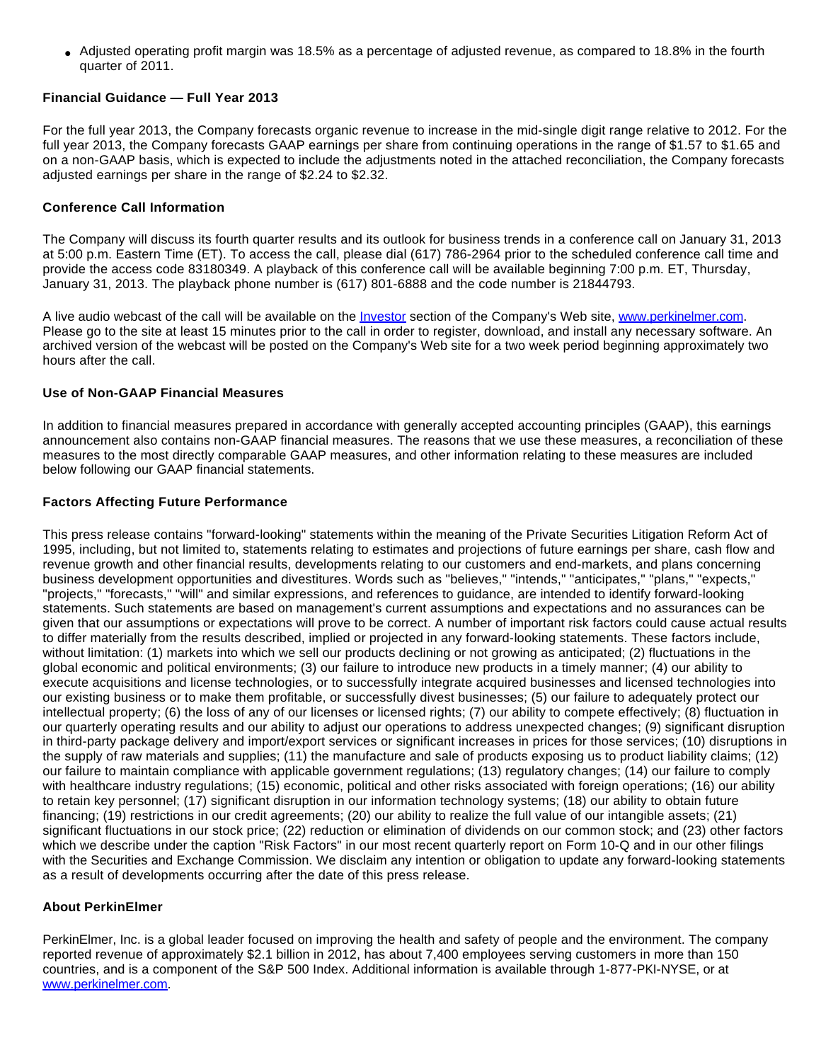- Adjusted operating profit margin was 18.5% as a percentage of adjusted revenue, as compared to 18.8% in the fourth quarter of 2011.

**Financial Guidance — Full Year 2013**

For the full year 2013, the Company forecasts organic revenue to increase in the mid-single digit range relative to 2012. For the full year 2013, the Company forecasts GAAP earnings per share from continuing operations in the range of $1.57 to $1.65 and on a non-GAAP basis, which is expected to include the adjustments noted in the attached reconciliation, the Company forecasts adjusted earnings per share in the range of $2.24 to $2.32.

**Conference Call Information**

The Company will discuss its fourth quarter results and its outlook for business trends in a conference call on January 31, 2013 at 5:00 p.m. Eastern Time (ET). To access the call, please dial (617) 786-2964 prior to the scheduled conference call time and provide the access code 83180349. A playback of this conference call will be available beginning 7:00 p.m. ET, Thursday, January 31, 2013. The playback phone number is (617) 801-6888 and the code number is 21844793.

A live audio webcast of the call will be available on the Investor section of the Company's Web site, www.perkinelmer.com. Please go to the site at least 15 minutes prior to the call in order to register, download, and install any necessary software. An archived version of the webcast will be posted on the Company's Web site for a two week period beginning approximately two hours after the call.

**Use of Non-GAAP Financial Measures**

In addition to financial measures prepared in accordance with generally accepted accounting principles (GAAP), this earnings announcement also contains non-GAAP financial measures. The reasons that we use these measures, a reconciliation of these measures to the most directly comparable GAAP measures, and other information relating to these measures are included below following our GAAP financial statements.

**Factors Affecting Future Performance**

This press release contains "forward-looking" statements within the meaning of the Private Securities Litigation Reform Act of 1995, including, but not limited to, statements relating to estimates and projections of future earnings per share, cash flow and revenue growth and other financial results, developments relating to our customers and end-markets, and plans concerning business development opportunities and divestitures. Words such as "believes," "intends," "anticipates," "plans," "expects," "projects," "forecasts," "will" and similar expressions, and references to guidance, are intended to identify forward-looking statements. Such statements are based on management's current assumptions and expectations and no assurances can be given that our assumptions or expectations will prove to be correct. A number of important risk factors could cause actual results to differ materially from the results described, implied or projected in any forward-looking statements. These factors include, without limitation: (1) markets into which we sell our products declining or not growing as anticipated; (2) fluctuations in the global economic and political environments; (3) our failure to introduce new products in a timely manner; (4) our ability to execute acquisitions and license technologies, or to successfully integrate acquired businesses and licensed technologies into our existing business or to make them profitable, or successfully divest businesses; (5) our failure to adequately protect our intellectual property; (6) the loss of any of our licenses or licensed rights; (7) our ability to compete effectively; (8) fluctuation in our quarterly operating results and our ability to adjust our operations to address unexpected changes; (9) significant disruption in third-party package delivery and import/export services or significant increases in prices for those services; (10) disruptions in the supply of raw materials and supplies; (11) the manufacture and sale of products exposing us to product liability claims; (12) our failure to maintain compliance with applicable government regulations; (13) regulatory changes; (14) our failure to comply with healthcare industry regulations; (15) economic, political and other risks associated with foreign operations; (16) our ability to retain key personnel; (17) significant disruption in our information technology systems; (18) our ability to obtain future financing; (19) restrictions in our credit agreements; (20) our ability to realize the full value of our intangible assets; (21) significant fluctuations in our stock price; (22) reduction or elimination of dividends on our common stock; and (23) other factors which we describe under the caption "Risk Factors" in our most recent quarterly report on Form 10-Q and in our other filings with the Securities and Exchange Commission. We disclaim any intention or obligation to update any forward-looking statements as a result of developments occurring after the date of this press release.

**About PerkinElmer**

PerkinElmer, Inc. is a global leader focused on improving the health and safety of people and the environment. The company reported revenue of approximately $2.1 billion in 2012, has about 7,400 employees serving customers in more than 150 countries, and is a component of the S&P 500 Index. Additional information is available through 1-877-PKI-NYSE, or at www.perkinelmer.com.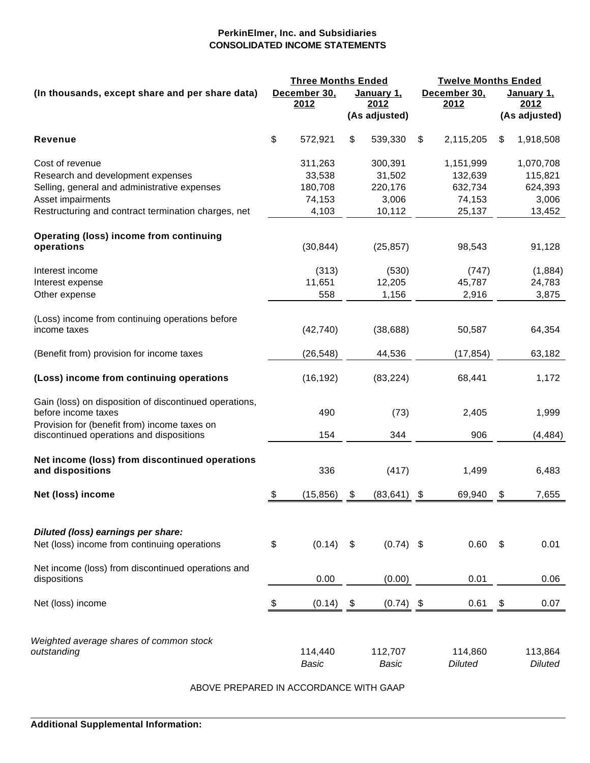**PerkinElmer, Inc. and Subsidiaries**
**CONSOLIDATED INCOME STATEMENTS**

| (In thousands, except share and per share data) | Three Months Ended | | Twelve Months Ended | |
|---|---|---|---|---|
| | December 30, 2012 | January 1, 2012 (As adjusted) | December 30, 2012 | January 1, 2012 (As adjusted) |
| **Revenue** | $ 572,921 | $ 539,330 | $ 2,115,205 | $ 1,918,508 |
| Cost of revenue | 311,263 | 300,391 | 1,151,999 | 1,070,708 |
| Research and development expenses | 33,538 | 31,502 | 132,639 | 115,821 |
| Selling, general and administrative expenses | 180,708 | 220,176 | 632,734 | 624,393 |
| Asset impairments | 74,153 | 3,006 | 74,153 | 3,006 |
| Restructuring and contract termination charges, net | 4,103 | 10,112 | 25,137 | 13,452 |
| **Operating (loss) income from continuing operations** | (30,844) | (25,857) | 98,543 | 91,128 |
| Interest income | (313) | (530) | (747) | (1,884) |
| Interest expense | 11,651 | 12,205 | 45,787 | 24,783 |
| Other expense | 558 | 1,156 | 2,916 | 3,875 |
| (Loss) income from continuing operations before income taxes | (42,740) | (38,688) | 50,587 | 64,354 |
| (Benefit from) provision for income taxes | (26,548) | 44,536 | (17,854) | 63,182 |
| **(Loss) income from continuing operations** | (16,192) | (83,224) | 68,441 | 1,172 |
| Gain (loss) on disposition of discontinued operations, before income taxes | 490 | (73) | 2,405 | 1,999 |
| Provision for (benefit from) income taxes on discontinued operations and dispositions | 154 | 344 | 906 | (4,484) |
| **Net income (loss) from discontinued operations and dispositions** | 336 | (417) | 1,499 | 6,483 |
| **Net (loss) income** | $ (15,856) | $ (83,641) | $ 69,940 | $ 7,655 |
| ***Diluted (loss) earnings per share:*** | | | | |
| Net (loss) income from continuing operations | $ (0.14) | $ (0.74) | $ 0.60 | $ 0.01 |
| Net income (loss) from discontinued operations and dispositions | 0.00 | (0.00) | 0.01 | 0.06 |
| Net (loss) income | $ (0.14) | $ (0.74) | $ 0.61 | $ 0.07 |
| *Weighted average shares of common stock outstanding* | 114,440 *Basic* | 112,707 *Basic* | 114,860 *Diluted* | 113,864 *Diluted* |

ABOVE PREPARED IN ACCORDANCE WITH GAAP

**Additional Supplemental Information:**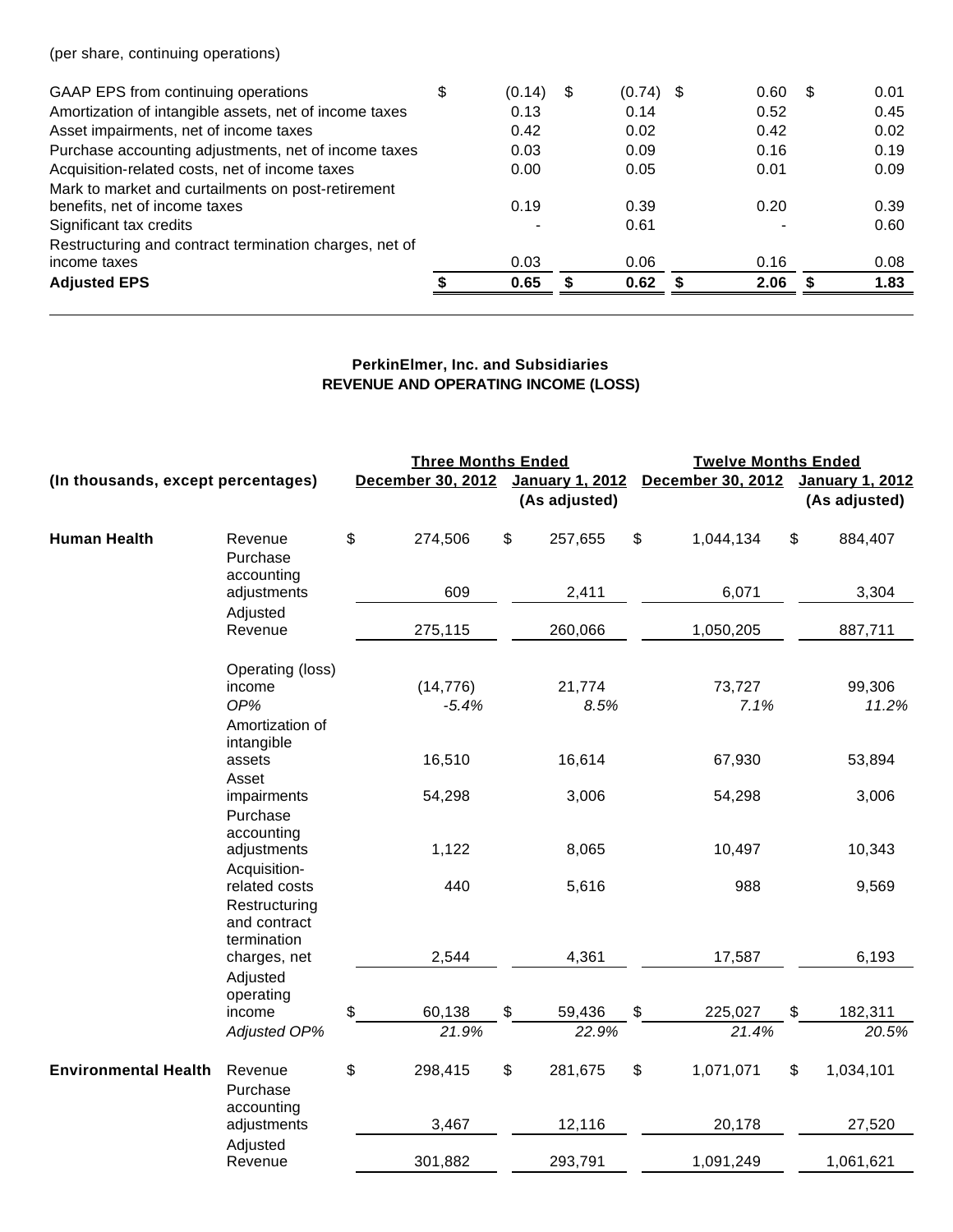(per share, continuing operations)

| | | | | |
|---|---|---|---|---|
| GAAP EPS from continuing operations | $ (0.14) | $ (0.74) | $ 0.60 | $ 0.01 |
| Amortization of intangible assets, net of income taxes | 0.13 | 0.14 | 0.52 | 0.45 |
| Asset impairments, net of income taxes | 0.42 | 0.02 | 0.42 | 0.02 |
| Purchase accounting adjustments, net of income taxes | 0.03 | 0.09 | 0.16 | 0.19 |
| Acquisition-related costs, net of income taxes | 0.00 | 0.05 | 0.01 | 0.09 |
| Mark to market and curtailments on post-retirement benefits, net of income taxes | 0.19 | 0.39 | 0.20 | 0.39 |
| Significant tax credits | - | 0.61 | - | 0.60 |
| Restructuring and contract termination charges, net of income taxes | 0.03 | 0.06 | 0.16 | 0.08 |
| **Adjusted EPS** | **$ 0.65** | **$ 0.62** | **$ 2.06** | **$ 1.83** |

**PerkinElmer, Inc. and Subsidiaries**
**REVENUE AND OPERATING INCOME (LOSS)**

| (In thousands, except percentages) | | Three Months Ended | | Twelve Months Ended | |
|---|---|---|---|---|---|
| | | December 30, 2012 | January 1, 2012 (As adjusted) | December 30, 2012 | January 1, 2012 (As adjusted) |
| **Human Health** | Revenue | $ 274,506 | $ 257,655 | $ 1,044,134 | $ 884,407 |
| | Purchase accounting adjustments | 609 | 2,411 | 6,071 | 3,304 |
| | Adjusted Revenue | 275,115 | 260,066 | 1,050,205 | 887,711 |
| | Operating (loss) income | (14,776) | 21,774 | 73,727 | 99,306 |
| | *OP%* | *-5.4%* | *8.5%* | *7.1%* | *11.2%* |
| | Amortization of intangible assets | 16,510 | 16,614 | 67,930 | 53,894 |
| | Asset impairments | 54,298 | 3,006 | 54,298 | 3,006 |
| | Purchase accounting adjustments | 1,122 | 8,065 | 10,497 | 10,343 |
| | Acquisition-related costs | 440 | 5,616 | 988 | 9,569 |
| | Restructuring and contract termination charges, net | 2,544 | 4,361 | 17,587 | 6,193 |
| | Adjusted operating income | $ 60,138 | $ 59,436 | $ 225,027 | $ 182,311 |
| | *Adjusted OP%* | *21.9%* | *22.9%* | *21.4%* | *20.5%* |
| **Environmental Health** | Revenue | $ 298,415 | $ 281,675 | $ 1,071,071 | $ 1,034,101 |
| | Purchase accounting adjustments | 3,467 | 12,116 | 20,178 | 27,520 |
| | Adjusted Revenue | 301,882 | 293,791 | 1,091,249 | 1,061,621 |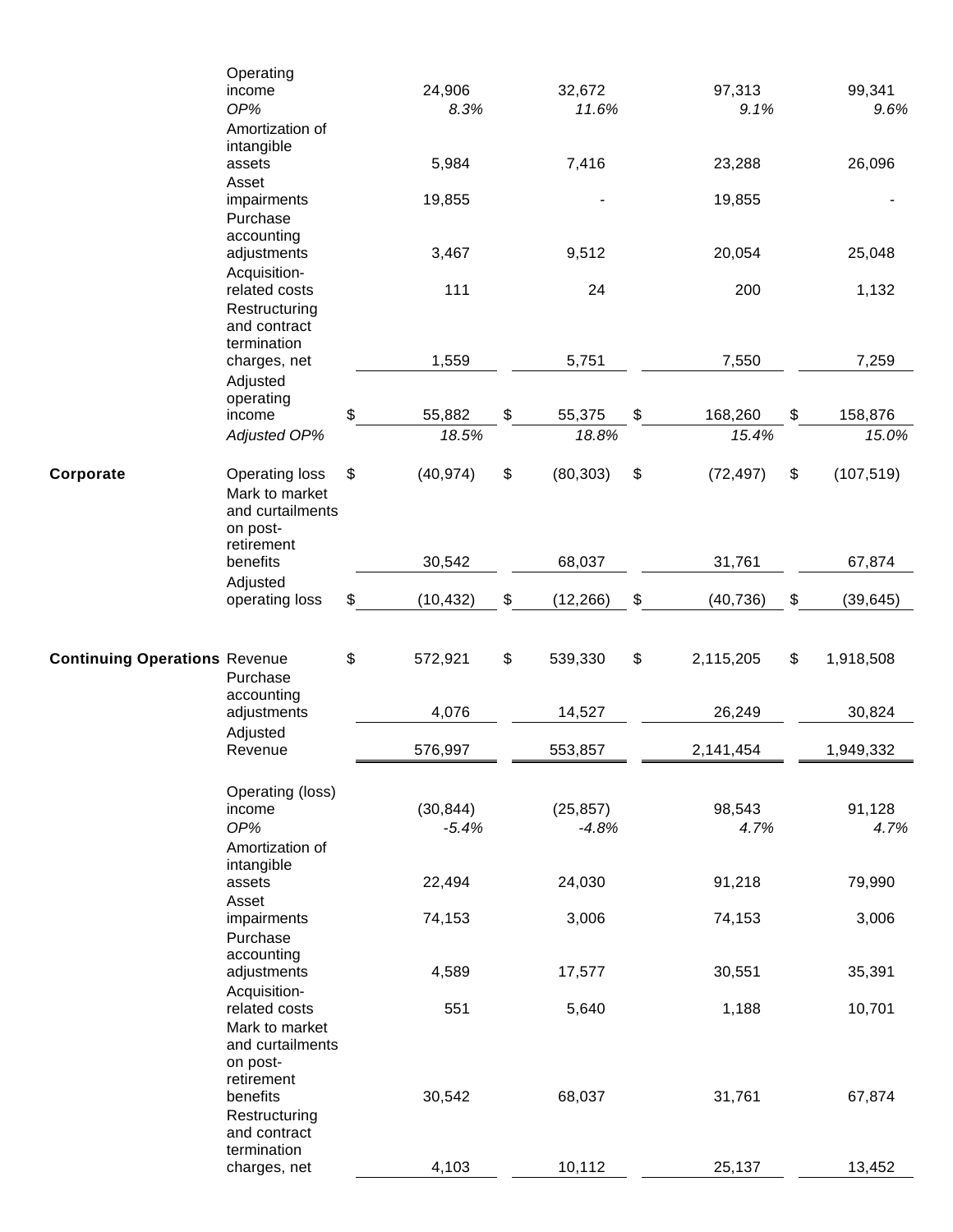| | | | | | |
|---|---|---|---|---|---|
| | Operating income | 24,906 | 32,672 | 97,313 | 99,341 |
| | *OP%* | *8.3%* | *11.6%* | *9.1%* | *9.6%* |
| | Amortization of intangible assets | 5,984 | 7,416 | 23,288 | 26,096 |
| | Asset impairments | 19,855 | - | 19,855 | - |
| | Purchase accounting adjustments | 3,467 | 9,512 | 20,054 | 25,048 |
| | Acquisition-related costs | 111 | 24 | 200 | 1,132 |
| | Restructuring and contract termination charges, net | 1,559 | 5,751 | 7,550 | 7,259 |
| | Adjusted operating income | $ 55,882 | $ 55,375 | $ 168,260 | $ 158,876 |
| | *Adjusted OP%* | *18.5%* | *18.8%* | *15.4%* | *15.0%* |
| **Corporate** | Operating loss | $ (40,974) | $ (80,303) | $ (72,497) | $ (107,519) |
| | Mark to market and curtailments on post-retirement benefits | 30,542 | 68,037 | 31,761 | 67,874 |
| | Adjusted operating loss | $ (10,432) | $ (12,266) | $ (40,736) | $ (39,645) |
| **Continuing Operations** | Revenue | $ 572,921 | $ 539,330 | $ 2,115,205 | $ 1,918,508 |
| | Purchase accounting adjustments | 4,076 | 14,527 | 26,249 | 30,824 |
| | Adjusted Revenue | 576,997 | 553,857 | 2,141,454 | 1,949,332 |
| | Operating (loss) income | (30,844) | (25,857) | 98,543 | 91,128 |
| | *OP%* | *-5.4%* | *-4.8%* | *4.7%* | *4.7%* |
| | Amortization of intangible assets | 22,494 | 24,030 | 91,218 | 79,990 |
| | Asset impairments | 74,153 | 3,006 | 74,153 | 3,006 |
| | Purchase accounting adjustments | 4,589 | 17,577 | 30,551 | 35,391 |
| | Acquisition-related costs | 551 | 5,640 | 1,188 | 10,701 |
| | Mark to market and curtailments on post-retirement benefits | 30,542 | 68,037 | 31,761 | 67,874 |
| | Restructuring and contract termination charges, net | 4,103 | 10,112 | 25,137 | 13,452 |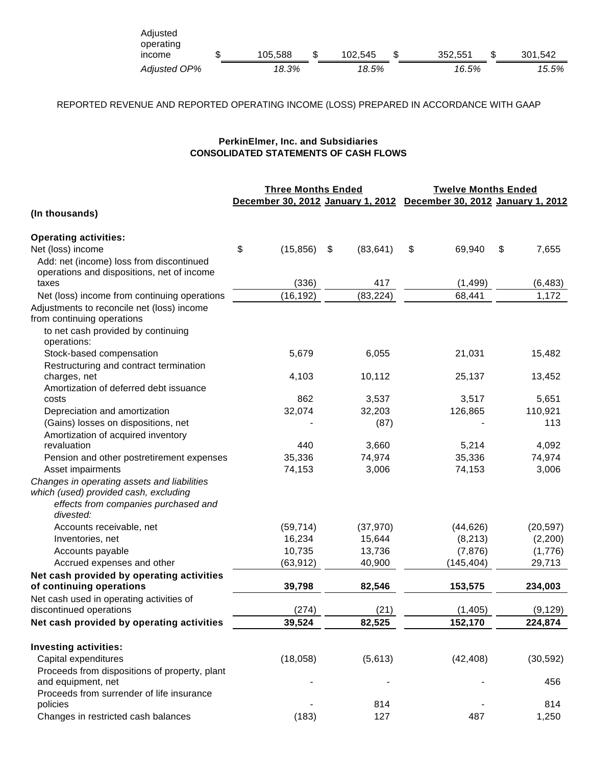| | | | | |
|---|---|---|---|---|
| Adjusted operating income | $ 105,588 | $ 102,545 | $ 352,551 | $ 301,542 |
| *Adjusted OP%* | *18.3%* | *18.5%* | *16.5%* | *15.5%* |

REPORTED REVENUE AND REPORTED OPERATING INCOME (LOSS) PREPARED IN ACCORDANCE WITH GAAP

**PerkinElmer, Inc. and Subsidiaries**
**CONSOLIDATED STATEMENTS OF CASH FLOWS**

| | Three Months Ended | | Twelve Months Ended | |
|---|---|---|---|---|
| **(In thousands)** | December 30, 2012 | January 1, 2012 | December 30, 2012 | January 1, 2012 |
| **Operating activities:** | | | | |
| Net (loss) income | $ (15,856) | $ (83,641) | $ 69,940 | $ 7,655 |
| Add: net (income) loss from discontinued operations and dispositions, net of income taxes | (336) | 417 | (1,499) | (6,483) |
| Net (loss) income from continuing operations | (16,192) | (83,224) | 68,441 | 1,172 |
| Adjustments to reconcile net (loss) income from continuing operations to net cash provided by continuing operations: | | | | |
| Stock-based compensation | 5,679 | 6,055 | 21,031 | 15,482 |
| Restructuring and contract termination charges, net | 4,103 | 10,112 | 25,137 | 13,452 |
| Amortization of deferred debt issuance costs | 862 | 3,537 | 3,517 | 5,651 |
| Depreciation and amortization | 32,074 | 32,203 | 126,865 | 110,921 |
| (Gains) losses on dispositions, net | - | (87) | - | 113 |
| Amortization of acquired inventory revaluation | 440 | 3,660 | 5,214 | 4,092 |
| Pension and other postretirement expenses | 35,336 | 74,974 | 35,336 | 74,974 |
| Asset impairments | 74,153 | 3,006 | 74,153 | 3,006 |
| *Changes in operating assets and liabilities which (used) provided cash, excluding effects from companies purchased and divested:* | | | | |
| Accounts receivable, net | (59,714) | (37,970) | (44,626) | (20,597) |
| Inventories, net | 16,234 | 15,644 | (8,213) | (2,200) |
| Accounts payable | 10,735 | 13,736 | (7,876) | (1,776) |
| Accrued expenses and other | (63,912) | 40,900 | (145,404) | 29,713 |
| **Net cash provided by operating activities of continuing operations** | **39,798** | **82,546** | **153,575** | **234,003** |
| Net cash used in operating activities of discontinued operations | (274) | (21) | (1,405) | (9,129) |
| **Net cash provided by operating activities** | **39,524** | **82,525** | **152,170** | **224,874** |
| **Investing activities:** | | | | |
| Capital expenditures | (18,058) | (5,613) | (42,408) | (30,592) |
| Proceeds from dispositions of property, plant and equipment, net | - | - | - | 456 |
| Proceeds from surrender of life insurance policies | - | 814 | - | 814 |
| Changes in restricted cash balances | (183) | 127 | 487 | 1,250 |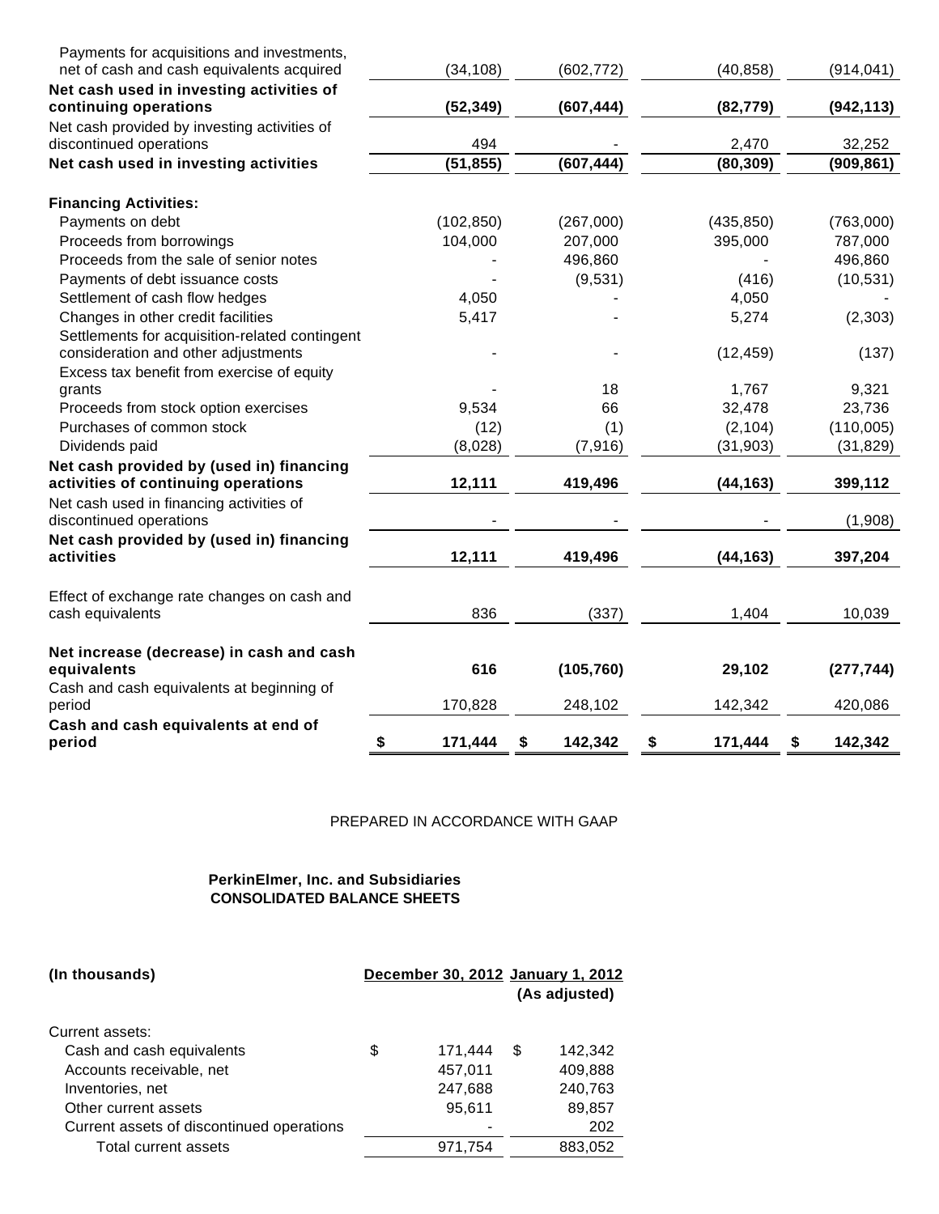| | | | | |
|---|---|---|---|---|
| Payments for acquisitions and investments, net of cash and cash equivalents acquired | (34,108) | (602,772) | (40,858) | (914,041) |
| **Net cash used in investing activities of continuing operations** | **(52,349)** | **(607,444)** | **(82,779)** | **(942,113)** |
| Net cash provided by investing activities of discontinued operations | 494 | - | 2,470 | 32,252 |
| **Net cash used in investing activities** | **(51,855)** | **(607,444)** | **(80,309)** | **(909,861)** |
| | | | | |
| **Financing Activities:** | | | | |
| Payments on debt | (102,850) | (267,000) | (435,850) | (763,000) |
| Proceeds from borrowings | 104,000 | 207,000 | 395,000 | 787,000 |
| Proceeds from the sale of senior notes | - | 496,860 | - | 496,860 |
| Payments of debt issuance costs | - | (9,531) | (416) | (10,531) |
| Settlement of cash flow hedges | 4,050 | - | 4,050 | - |
| Changes in other credit facilities | 5,417 | - | 5,274 | (2,303) |
| Settlements for acquisition-related contingent consideration and other adjustments | - | - | (12,459) | (137) |
| Excess tax benefit from exercise of equity grants | - | 18 | 1,767 | 9,321 |
| Proceeds from stock option exercises | 9,534 | 66 | 32,478 | 23,736 |
| Purchases of common stock | (12) | (1) | (2,104) | (110,005) |
| Dividends paid | (8,028) | (7,916) | (31,903) | (31,829) |
| **Net cash provided by (used in) financing activities of continuing operations** | **12,111** | **419,496** | **(44,163)** | **399,112** |
| Net cash used in financing activities of discontinued operations | - | - | - | (1,908) |
| **Net cash provided by (used in) financing activities** | **12,111** | **419,496** | **(44,163)** | **397,204** |
| | | | | |
| Effect of exchange rate changes on cash and cash equivalents | 836 | (337) | 1,404 | 10,039 |
| | | | | |
| **Net increase (decrease) in cash and cash equivalents** | **616** | **(105,760)** | **29,102** | **(277,744)** |
| Cash and cash equivalents at beginning of period | 170,828 | 248,102 | 142,342 | 420,086 |
| **Cash and cash equivalents at end of period** | **$ 171,444** | **$ 142,342** | **$ 171,444** | **$ 142,342** |

PREPARED IN ACCORDANCE WITH GAAP

**PerkinElmer, Inc. and Subsidiaries**
**CONSOLIDATED BALANCE SHEETS**

| **(In thousands)** | **December 30, 2012** | **January 1, 2012 (As adjusted)** |
|---|---|---|
| Current assets: | | |
| Cash and cash equivalents | $ 171,444 | $ 142,342 |
| Accounts receivable, net | 457,011 | 409,888 |
| Inventories, net | 247,688 | 240,763 |
| Other current assets | 95,611 | 89,857 |
| Current assets of discontinued operations | - | 202 |
| Total current assets | 971,754 | 883,052 |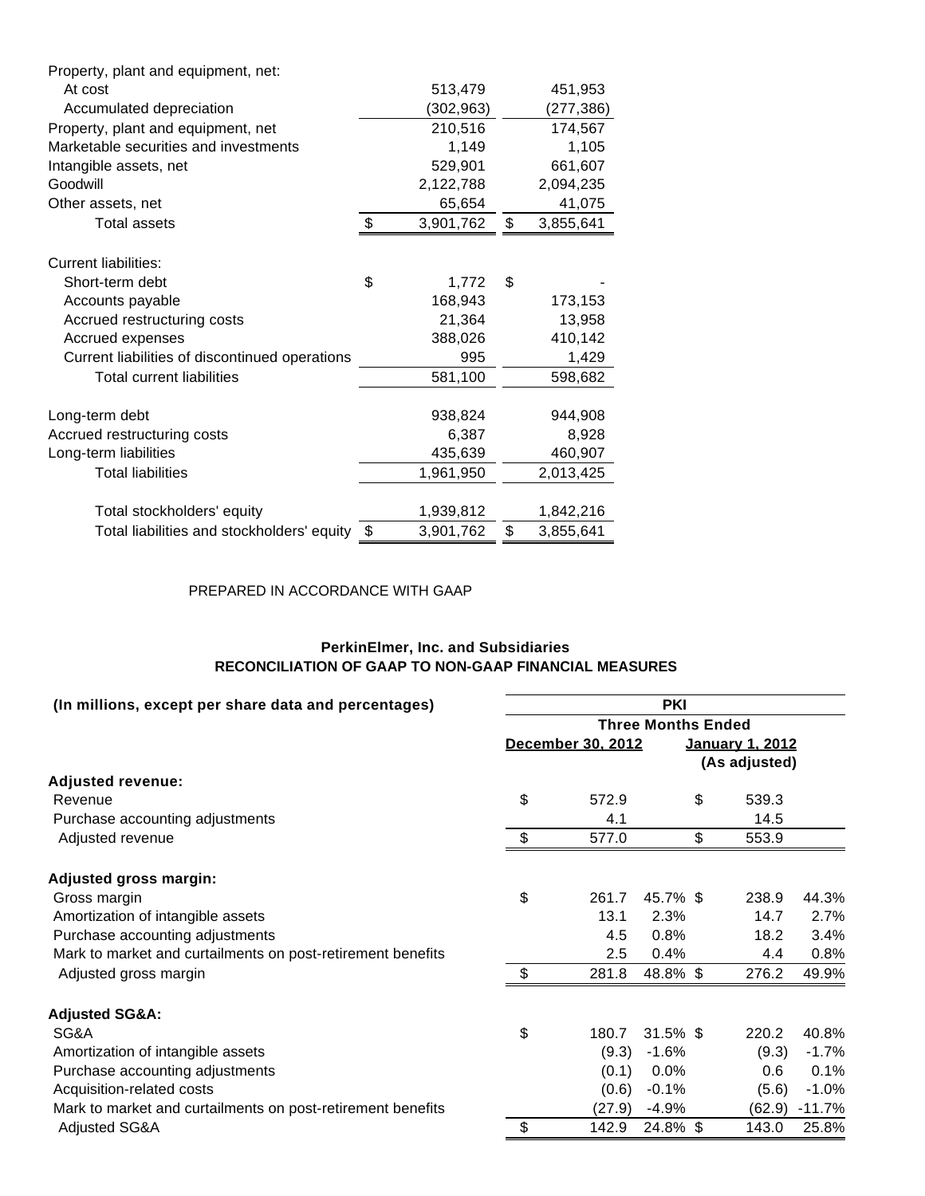| | | |
|---|---|---|
| Property, plant and equipment, net: | | |
| At cost | 513,479 | 451,953 |
| Accumulated depreciation | (302,963) | (277,386) |
| Property, plant and equipment, net | 210,516 | 174,567 |
| Marketable securities and investments | 1,149 | 1,105 |
| Intangible assets, net | 529,901 | 661,607 |
| Goodwill | 2,122,788 | 2,094,235 |
| Other assets, net | 65,654 | 41,075 |
| Total assets | $ 3,901,762 | $ 3,855,641 |
| | | |
| Current liabilities: | | |
| Short-term debt | $ 1,772 | $ - |
| Accounts payable | 168,943 | 173,153 |
| Accrued restructuring costs | 21,364 | 13,958 |
| Accrued expenses | 388,026 | 410,142 |
| Current liabilities of discontinued operations | 995 | 1,429 |
| Total current liabilities | 581,100 | 598,682 |
| | | |
| Long-term debt | 938,824 | 944,908 |
| Accrued restructuring costs | 6,387 | 8,928 |
| Long-term liabilities | 435,639 | 460,907 |
| Total liabilities | 1,961,950 | 2,013,425 |
| | | |
| Total stockholders' equity | 1,939,812 | 1,842,216 |
| Total liabilities and stockholders' equity | $ 3,901,762 | $ 3,855,641 |

PREPARED IN ACCORDANCE WITH GAAP

**PerkinElmer, Inc. and Subsidiaries**
**RECONCILIATION OF GAAP TO NON-GAAP FINANCIAL MEASURES**

| (In millions, except per share data and percentages) | PKI | | | |
|---|---|---|---|---|
| | Three Months Ended | | | |
| | December 30, 2012 | | January 1, 2012 (As adjusted) | |
| **Adjusted revenue:** | | | | |
| Revenue | $ 572.9 | | $ 539.3 | |
| Purchase accounting adjustments | 4.1 | | 14.5 | |
| Adjusted revenue | $ 577.0 | | $ 553.9 | |
| | | | | |
| **Adjusted gross margin:** | | | | |
| Gross margin | $ 261.7 | 45.7% | $ 238.9 | 44.3% |
| Amortization of intangible assets | 13.1 | 2.3% | 14.7 | 2.7% |
| Purchase accounting adjustments | 4.5 | 0.8% | 18.2 | 3.4% |
| Mark to market and curtailments on post-retirement benefits | 2.5 | 0.4% | 4.4 | 0.8% |
| Adjusted gross margin | $ 281.8 | 48.8% | $ 276.2 | 49.9% |
| | | | | |
| **Adjusted SG&A:** | | | | |
| SG&A | $ 180.7 | 31.5% | $ 220.2 | 40.8% |
| Amortization of intangible assets | (9.3) | -1.6% | (9.3) | -1.7% |
| Purchase accounting adjustments | (0.1) | 0.0% | 0.6 | 0.1% |
| Acquisition-related costs | (0.6) | -0.1% | (5.6) | -1.0% |
| Mark to market and curtailments on post-retirement benefits | (27.9) | -4.9% | (62.9) | -11.7% |
| Adjusted SG&A | $ 142.9 | 24.8% | $ 143.0 | 25.8% |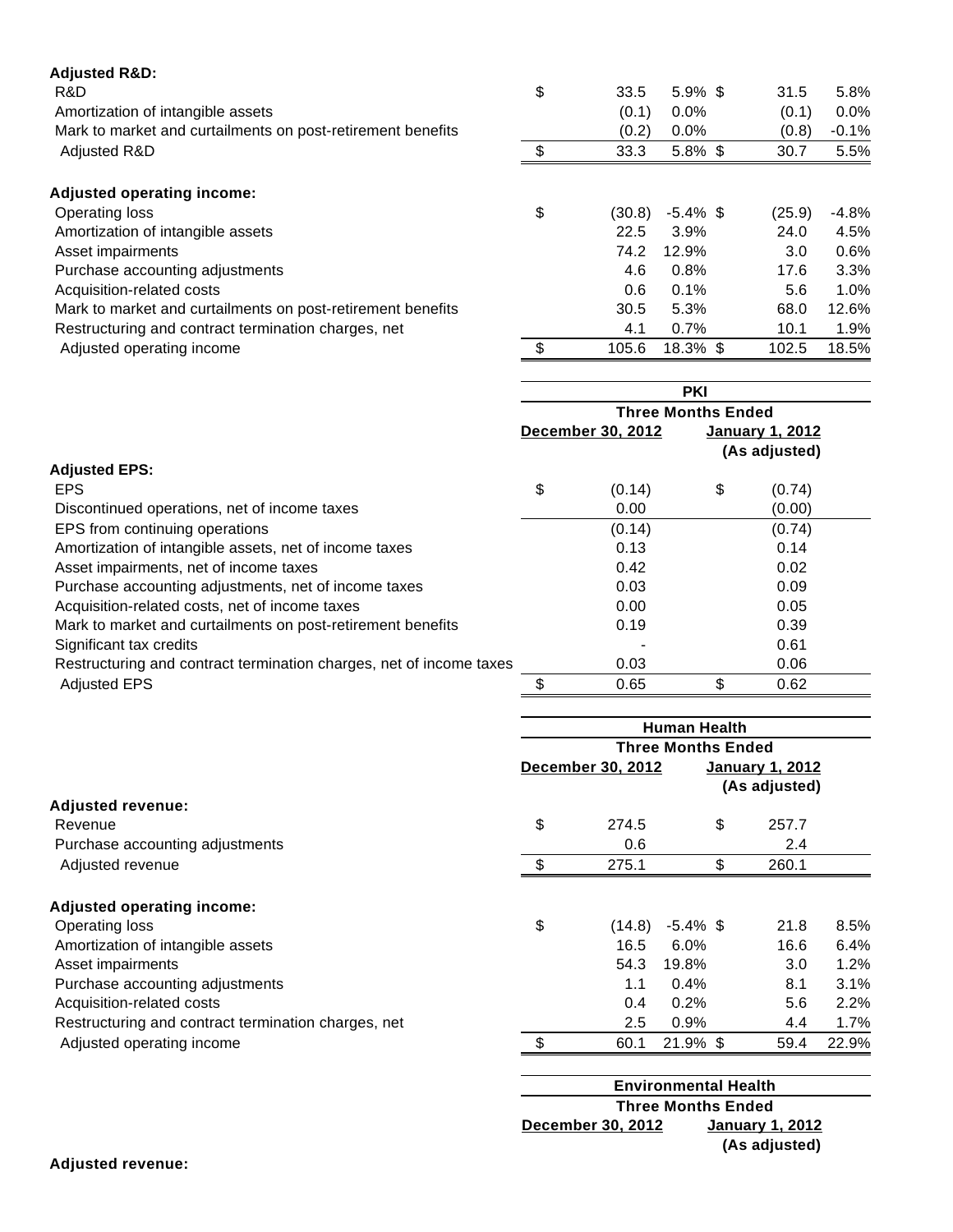| | | | | |
|---|---|---|---|---|
| **Adjusted R&D:** | | | | |
| R&D | $ 33.5 | 5.9% | $ 31.5 | 5.8% |
| Amortization of intangible assets | (0.1) | 0.0% | (0.1) | 0.0% |
| Mark to market and curtailments on post-retirement benefits | (0.2) | 0.0% | (0.8) | -0.1% |
| Adjusted R&D | $ 33.3 | 5.8% | $ 30.7 | 5.5% |
| | | | | |
| **Adjusted operating income:** | | | | |
| Operating loss | $ (30.8) | -5.4% | $ (25.9) | -4.8% |
| Amortization of intangible assets | 22.5 | 3.9% | 24.0 | 4.5% |
| Asset impairments | 74.2 | 12.9% | 3.0 | 0.6% |
| Purchase accounting adjustments | 4.6 | 0.8% | 17.6 | 3.3% |
| Acquisition-related costs | 0.6 | 0.1% | 5.6 | 1.0% |
| Mark to market and curtailments on post-retirement benefits | 30.5 | 5.3% | 68.0 | 12.6% |
| Restructuring and contract termination charges, net | 4.1 | 0.7% | 10.1 | 1.9% |
| Adjusted operating income | $ 105.6 | 18.3% | $ 102.5 | 18.5% |

| | PKI | |
|---|---|---|
| | Three Months Ended | |
| | December 30, 2012 | January 1, 2012 (As adjusted) |
| **Adjusted EPS:** | | |
| EPS | $ (0.14) | $ (0.74) |
| Discontinued operations, net of income taxes | 0.00 | (0.00) |
| EPS from continuing operations | (0.14) | (0.74) |
| Amortization of intangible assets, net of income taxes | 0.13 | 0.14 |
| Asset impairments, net of income taxes | 0.42 | 0.02 |
| Purchase accounting adjustments, net of income taxes | 0.03 | 0.09 |
| Acquisition-related costs, net of income taxes | 0.00 | 0.05 |
| Mark to market and curtailments on post-retirement benefits | 0.19 | 0.39 |
| Significant tax credits | - | 0.61 |
| Restructuring and contract termination charges, net of income taxes | 0.03 | 0.06 |
| Adjusted EPS | $ 0.65 | $ 0.62 |

| | Human Health | | | |
|---|---|---|---|---|
| | Three Months Ended | | | |
| | December 30, 2012 | | January 1, 2012 (As adjusted) | |
| **Adjusted revenue:** | | | | |
| Revenue | $ 274.5 | | $ 257.7 | |
| Purchase accounting adjustments | 0.6 | | 2.4 | |
| Adjusted revenue | $ 275.1 | | $ 260.1 | |
| | | | | |
| **Adjusted operating income:** | | | | |
| Operating loss | $ (14.8) | -5.4% | $ 21.8 | 8.5% |
| Amortization of intangible assets | 16.5 | 6.0% | 16.6 | 6.4% |
| Asset impairments | 54.3 | 19.8% | 3.0 | 1.2% |
| Purchase accounting adjustments | 1.1 | 0.4% | 8.1 | 3.1% |
| Acquisition-related costs | 0.4 | 0.2% | 5.6 | 2.2% |
| Restructuring and contract termination charges, net | 2.5 | 0.9% | 4.4 | 1.7% |
| Adjusted operating income | $ 60.1 | 21.9% | $ 59.4 | 22.9% |

| | Environmental Health | |
|---|---|---|
| | Three Months Ended | |
| | December 30, 2012 | January 1, 2012 (As adjusted) |
| **Adjusted revenue:** | | |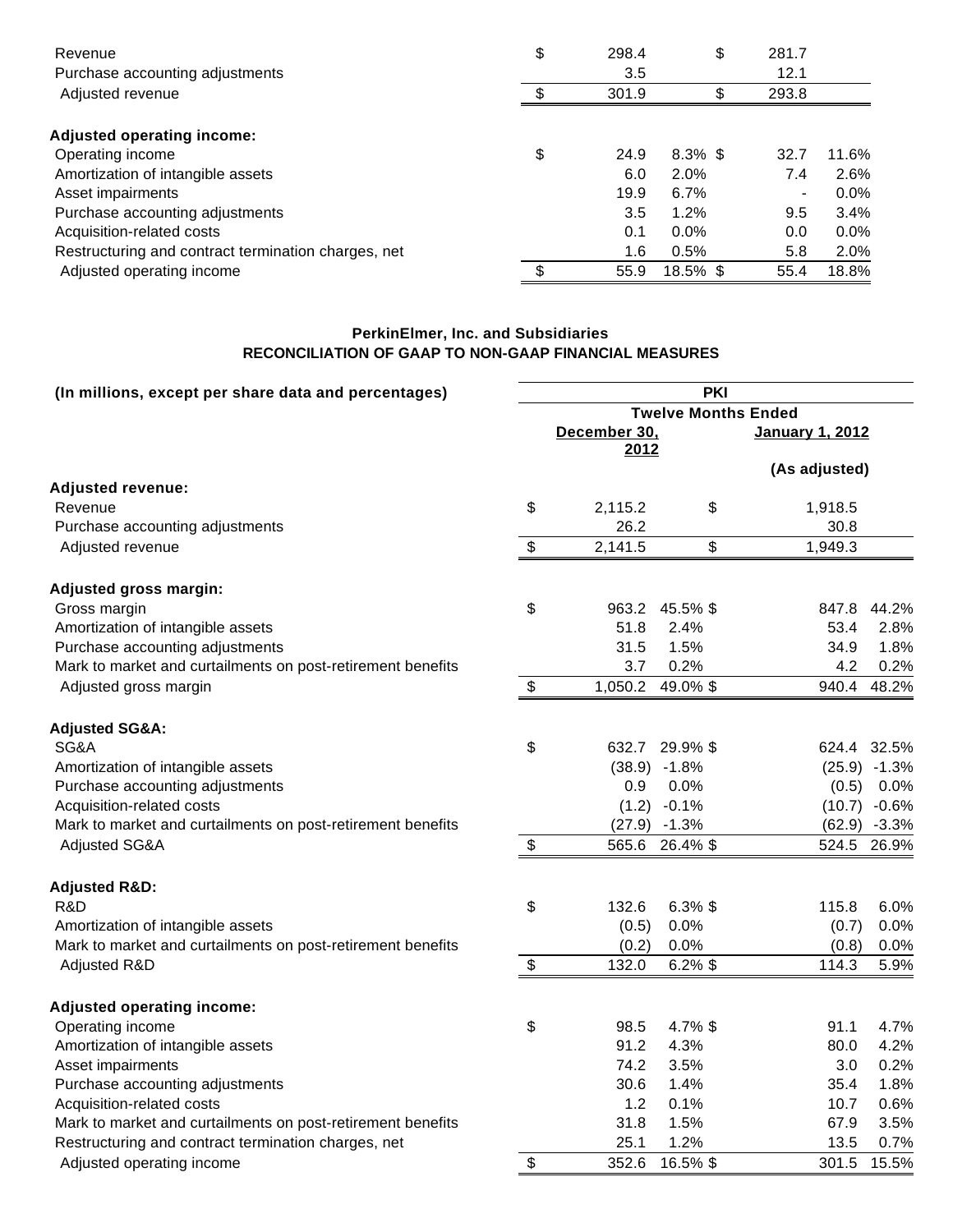| | | | | | | |
|---|---|---|---|---|---|---|
| Revenue | $ | 298.4 | | $ | 281.7 | |
| Purchase accounting adjustments | | 3.5 | | | 12.1 | |
| Adjusted revenue | $ | 301.9 | | $ | 293.8 | |
| | | | | | | |
| **Adjusted operating income:** | | | | | | |
| Operating income | $ | 24.9 | 8.3% | $ | 32.7 | 11.6% |
| Amortization of intangible assets | | 6.0 | 2.0% | | 7.4 | 2.6% |
| Asset impairments | | 19.9 | 6.7% | | - | 0.0% |
| Purchase accounting adjustments | | 3.5 | 1.2% | | 9.5 | 3.4% |
| Acquisition-related costs | | 0.1 | 0.0% | | 0.0 | 0.0% |
| Restructuring and contract termination charges, net | | 1.6 | 0.5% | | 5.8 | 2.0% |
| Adjusted operating income | $ | 55.9 | 18.5% | $ | 55.4 | 18.8% |

**PerkinElmer, Inc. and Subsidiaries**
**RECONCILIATION OF GAAP TO NON-GAAP FINANCIAL MEASURES**

| (In millions, except per share data and percentages) | PKI | | | | | |
|---|---|---|---|---|---|---|
| | Twelve Months Ended | | | | | |
| | December 30, 2012 | | | January 1, 2012 (As adjusted) | | |
| **Adjusted revenue:** | | | | | | |
| Revenue | $ | 2,115.2 | | $ | 1,918.5 | |
| Purchase accounting adjustments | | 26.2 | | | 30.8 | |
| Adjusted revenue | $ | 2,141.5 | | $ | 1,949.3 | |
| | | | | | | |
| **Adjusted gross margin:** | | | | | | |
| Gross margin | $ | 963.2 | 45.5% | $ | 847.8 | 44.2% |
| Amortization of intangible assets | | 51.8 | 2.4% | | 53.4 | 2.8% |
| Purchase accounting adjustments | | 31.5 | 1.5% | | 34.9 | 1.8% |
| Mark to market and curtailments on post-retirement benefits | | 3.7 | 0.2% | | 4.2 | 0.2% |
| Adjusted gross margin | $ | 1,050.2 | 49.0% | $ | 940.4 | 48.2% |
| | | | | | | |
| **Adjusted SG&A:** | | | | | | |
| SG&A | $ | 632.7 | 29.9% | $ | 624.4 | 32.5% |
| Amortization of intangible assets | | (38.9) | -1.8% | | (25.9) | -1.3% |
| Purchase accounting adjustments | | 0.9 | 0.0% | | (0.5) | 0.0% |
| Acquisition-related costs | | (1.2) | -0.1% | | (10.7) | -0.6% |
| Mark to market and curtailments on post-retirement benefits | | (27.9) | -1.3% | | (62.9) | -3.3% |
| Adjusted SG&A | $ | 565.6 | 26.4% | $ | 524.5 | 26.9% |
| | | | | | | |
| **Adjusted R&D:** | | | | | | |
| R&D | $ | 132.6 | 6.3% | $ | 115.8 | 6.0% |
| Amortization of intangible assets | | (0.5) | 0.0% | | (0.7) | 0.0% |
| Mark to market and curtailments on post-retirement benefits | | (0.2) | 0.0% | | (0.8) | 0.0% |
| Adjusted R&D | $ | 132.0 | 6.2% | $ | 114.3 | 5.9% |
| | | | | | | |
| **Adjusted operating income:** | | | | | | |
| Operating income | $ | 98.5 | 4.7% | $ | 91.1 | 4.7% |
| Amortization of intangible assets | | 91.2 | 4.3% | | 80.0 | 4.2% |
| Asset impairments | | 74.2 | 3.5% | | 3.0 | 0.2% |
| Purchase accounting adjustments | | 30.6 | 1.4% | | 35.4 | 1.8% |
| Acquisition-related costs | | 1.2 | 0.1% | | 10.7 | 0.6% |
| Mark to market and curtailments on post-retirement benefits | | 31.8 | 1.5% | | 67.9 | 3.5% |
| Restructuring and contract termination charges, net | | 25.1 | 1.2% | | 13.5 | 0.7% |
| Adjusted operating income | $ | 352.6 | 16.5% | $ | 301.5 | 15.5% |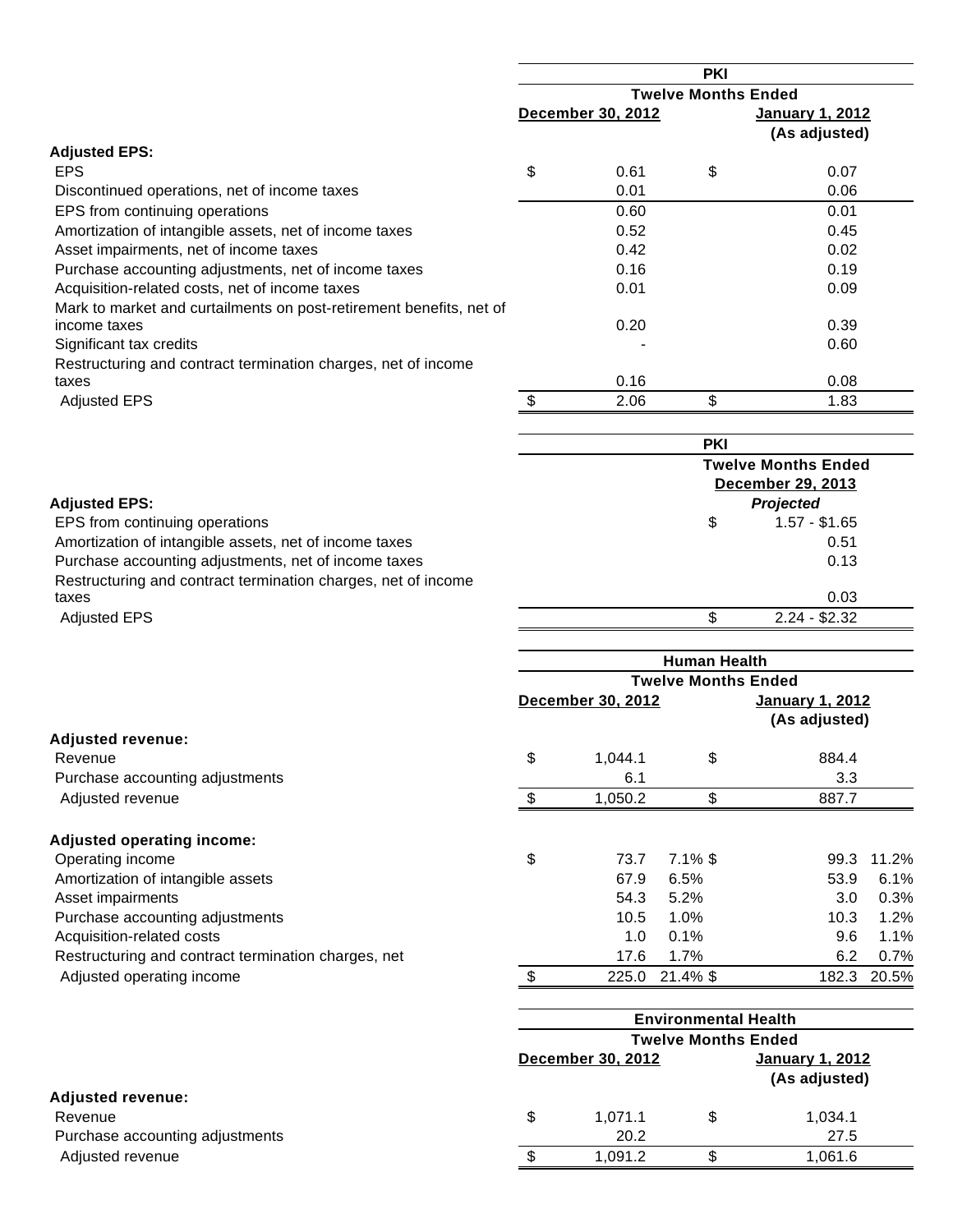| | PKI | |
|---|---|---|
| | Twelve Months Ended | |
| | December 30, 2012 | January 1, 2012 (As adjusted) |
| **Adjusted EPS:** | | |
| EPS | $ 0.61 | $ 0.07 |
| Discontinued operations, net of income taxes | 0.01 | 0.06 |
| EPS from continuing operations | 0.60 | 0.01 |
| Amortization of intangible assets, net of income taxes | 0.52 | 0.45 |
| Asset impairments, net of income taxes | 0.42 | 0.02 |
| Purchase accounting adjustments, net of income taxes | 0.16 | 0.19 |
| Acquisition-related costs, net of income taxes | 0.01 | 0.09 |
| Mark to market and curtailments on post-retirement benefits, net of income taxes | 0.20 | 0.39 |
| Significant tax credits | - | 0.60 |
| Restructuring and contract termination charges, net of income taxes | 0.16 | 0.08 |
| Adjusted EPS | $ 2.06 | $ 1.83 |

| | PKI |
|---|---|
| | Twelve Months Ended December 29, 2013 |
| **Adjusted EPS:** | *Projected* |
| EPS from continuing operations | $ 1.57 - $1.65 |
| Amortization of intangible assets, net of income taxes | 0.51 |
| Purchase accounting adjustments, net of income taxes | 0.13 |
| Restructuring and contract termination charges, net of income taxes | 0.03 |
| Adjusted EPS | $ 2.24 - $2.32 |

| | Human Health | | | |
|---|---|---|---|---|
| | Twelve Months Ended | | | |
| | December 30, 2012 | | January 1, 2012 (As adjusted) | |
| **Adjusted revenue:** | | | | |
| Revenue | $ 1,044.1 | | $ 884.4 | |
| Purchase accounting adjustments | 6.1 | | 3.3 | |
| Adjusted revenue | $ 1,050.2 | | $ 887.7 | |
| **Adjusted operating income:** | | | | |
| Operating income | $ 73.7 | 7.1% | $ 99.3 | 11.2% |
| Amortization of intangible assets | 67.9 | 6.5% | 53.9 | 6.1% |
| Asset impairments | 54.3 | 5.2% | 3.0 | 0.3% |
| Purchase accounting adjustments | 10.5 | 1.0% | 10.3 | 1.2% |
| Acquisition-related costs | 1.0 | 0.1% | 9.6 | 1.1% |
| Restructuring and contract termination charges, net | 17.6 | 1.7% | 6.2 | 0.7% |
| Adjusted operating income | $ 225.0 | 21.4% | $ 182.3 | 20.5% |

| | Environmental Health | |
|---|---|---|
| | Twelve Months Ended | |
| | December 30, 2012 | January 1, 2012 (As adjusted) |
| **Adjusted revenue:** | | |
| Revenue | $ 1,071.1 | $ 1,034.1 |
| Purchase accounting adjustments | 20.2 | 27.5 |
| Adjusted revenue | $ 1,091.2 | $ 1,061.6 |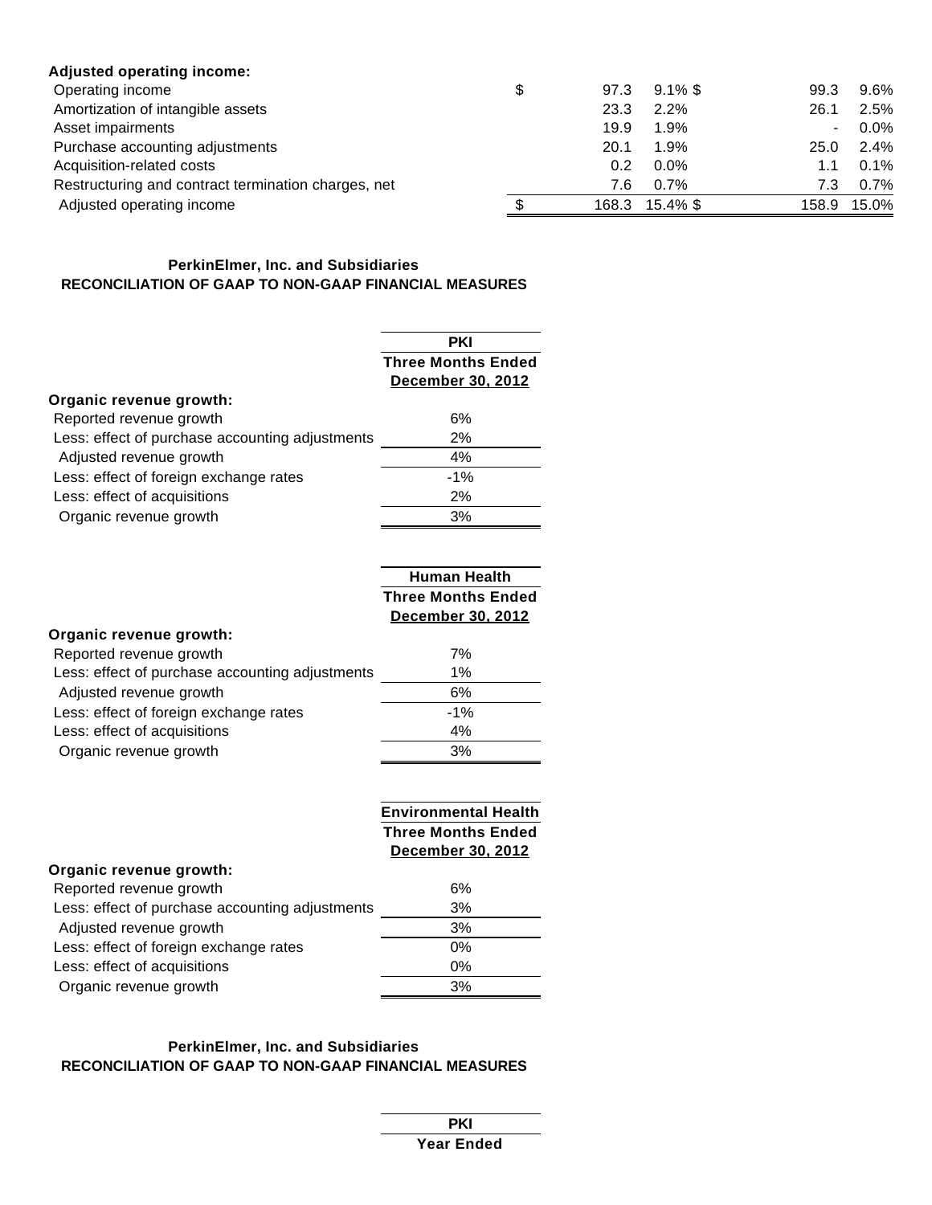| | | | | | |
|---|---|---|---|---|---|
| **Adjusted operating income:** | | | | | |
| Operating income | $ | 97.3 | 9.1% $ | 99.3 | 9.6% |
| Amortization of intangible assets | | 23.3 | 2.2% | 26.1 | 2.5% |
| Asset impairments | | 19.9 | 1.9% | - | 0.0% |
| Purchase accounting adjustments | | 20.1 | 1.9% | 25.0 | 2.4% |
| Acquisition-related costs | | 0.2 | 0.0% | 1.1 | 0.1% |
| Restructuring and contract termination charges, net | | 7.6 | 0.7% | 7.3 | 0.7% |
| Adjusted operating income | $ | 168.3 | 15.4% $ | 158.9 | 15.0% |

**PerkinElmer, Inc. and Subsidiaries**
**RECONCILIATION OF GAAP TO NON-GAAP FINANCIAL MEASURES**

| | PKI |
|---|---|
| | **Three Months Ended December 30, 2012** |
| **Organic revenue growth:** | |
| Reported revenue growth | 6% |
| Less: effect of purchase accounting adjustments | 2% |
| Adjusted revenue growth | 4% |
| Less: effect of foreign exchange rates | -1% |
| Less: effect of acquisitions | 2% |
| Organic revenue growth | 3% |

| | Human Health |
|---|---|
| | **Three Months Ended December 30, 2012** |
| **Organic revenue growth:** | |
| Reported revenue growth | 7% |
| Less: effect of purchase accounting adjustments | 1% |
| Adjusted revenue growth | 6% |
| Less: effect of foreign exchange rates | -1% |
| Less: effect of acquisitions | 4% |
| Organic revenue growth | 3% |

| | Environmental Health |
|---|---|
| | **Three Months Ended December 30, 2012** |
| **Organic revenue growth:** | |
| Reported revenue growth | 6% |
| Less: effect of purchase accounting adjustments | 3% |
| Adjusted revenue growth | 3% |
| Less: effect of foreign exchange rates | 0% |
| Less: effect of acquisitions | 0% |
| Organic revenue growth | 3% |

**PerkinElmer, Inc. and Subsidiaries**
**RECONCILIATION OF GAAP TO NON-GAAP FINANCIAL MEASURES**

| | PKI |
|---|---|
| | **Year Ended** |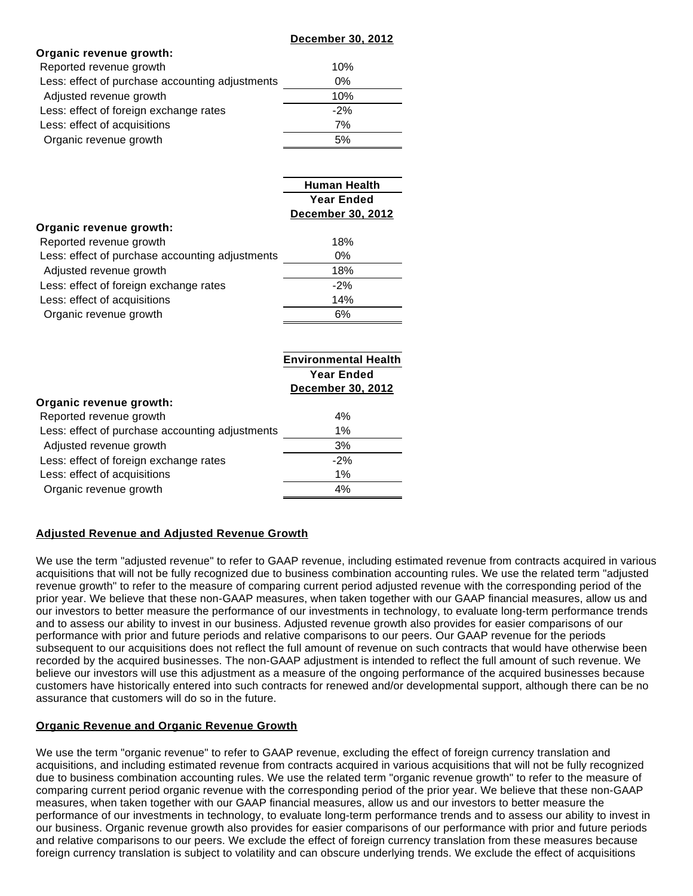| | December 30, 2012 |
|---|---|
| **Organic revenue growth:** | |
| Reported revenue growth | 10% |
| Less: effect of purchase accounting adjustments | 0% |
| Adjusted revenue growth | 10% |
| Less: effect of foreign exchange rates | -2% |
| Less: effect of acquisitions | 7% |
| Organic revenue growth | 5% |

| | Human Health Year Ended December 30, 2012 |
|---|---|
| **Organic revenue growth:** | |
| Reported revenue growth | 18% |
| Less: effect of purchase accounting adjustments | 0% |
| Adjusted revenue growth | 18% |
| Less: effect of foreign exchange rates | -2% |
| Less: effect of acquisitions | 14% |
| Organic revenue growth | 6% |

| | Environmental Health Year Ended December 30, 2012 |
|---|---|
| **Organic revenue growth:** | |
| Reported revenue growth | 4% |
| Less: effect of purchase accounting adjustments | 1% |
| Adjusted revenue growth | 3% |
| Less: effect of foreign exchange rates | -2% |
| Less: effect of acquisitions | 1% |
| Organic revenue growth | 4% |

## Adjusted Revenue and Adjusted Revenue Growth

We use the term "adjusted revenue" to refer to GAAP revenue, including estimated revenue from contracts acquired in various acquisitions that will not be fully recognized due to business combination accounting rules. We use the related term "adjusted revenue growth" to refer to the measure of comparing current period adjusted revenue with the corresponding period of the prior year. We believe that these non-GAAP measures, when taken together with our GAAP financial measures, allow us and our investors to better measure the performance of our investments in technology, to evaluate long-term performance trends and to assess our ability to invest in our business. Adjusted revenue growth also provides for easier comparisons of our performance with prior and future periods and relative comparisons to our peers. Our GAAP revenue for the periods subsequent to our acquisitions does not reflect the full amount of revenue on such contracts that would have otherwise been recorded by the acquired businesses. The non-GAAP adjustment is intended to reflect the full amount of such revenue. We believe our investors will use this adjustment as a measure of the ongoing performance of the acquired businesses because customers have historically entered into such contracts for renewed and/or developmental support, although there can be no assurance that customers will do so in the future.

## Organic Revenue and Organic Revenue Growth

We use the term "organic revenue" to refer to GAAP revenue, excluding the effect of foreign currency translation and acquisitions, and including estimated revenue from contracts acquired in various acquisitions that will not be fully recognized due to business combination accounting rules. We use the related term "organic revenue growth" to refer to the measure of comparing current period organic revenue with the corresponding period of the prior year. We believe that these non-GAAP measures, when taken together with our GAAP financial measures, allow us and our investors to better measure the performance of our investments in technology, to evaluate long-term performance trends and to assess our ability to invest in our business. Organic revenue growth also provides for easier comparisons of our performance with prior and future periods and relative comparisons to our peers. We exclude the effect of foreign currency translation from these measures because foreign currency translation is subject to volatility and can obscure underlying trends. We exclude the effect of acquisitions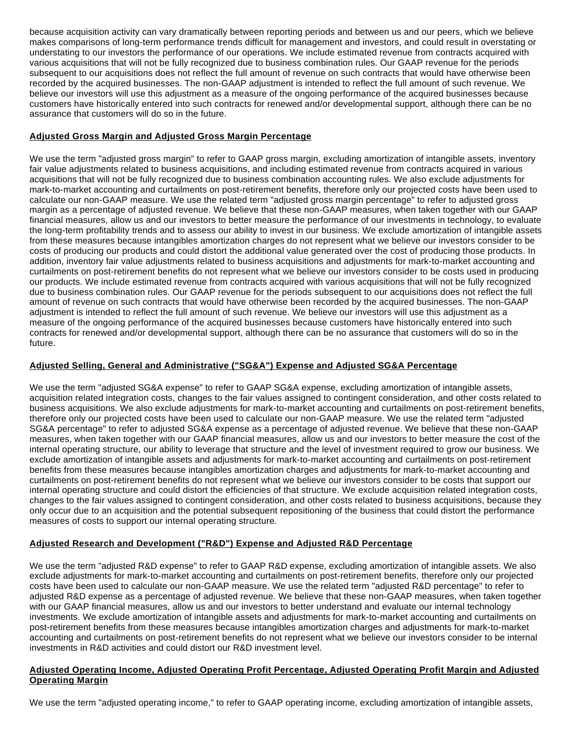because acquisition activity can vary dramatically between reporting periods and between us and our peers, which we believe makes comparisons of long-term performance trends difficult for management and investors, and could result in overstating or understating to our investors the performance of our operations. We include estimated revenue from contracts acquired with various acquisitions that will not be fully recognized due to business combination rules. Our GAAP revenue for the periods subsequent to our acquisitions does not reflect the full amount of revenue on such contracts that would have otherwise been recorded by the acquired businesses. The non-GAAP adjustment is intended to reflect the full amount of such revenue. We believe our investors will use this adjustment as a measure of the ongoing performance of the acquired businesses because customers have historically entered into such contracts for renewed and/or developmental support, although there can be no assurance that customers will do so in the future.

**Adjusted Gross Margin and Adjusted Gross Margin Percentage**

We use the term "adjusted gross margin" to refer to GAAP gross margin, excluding amortization of intangible assets, inventory fair value adjustments related to business acquisitions, and including estimated revenue from contracts acquired in various acquisitions that will not be fully recognized due to business combination accounting rules. We also exclude adjustments for mark-to-market accounting and curtailments on post-retirement benefits, therefore only our projected costs have been used to calculate our non-GAAP measure. We use the related term "adjusted gross margin percentage" to refer to adjusted gross margin as a percentage of adjusted revenue. We believe that these non-GAAP measures, when taken together with our GAAP financial measures, allow us and our investors to better measure the performance of our investments in technology, to evaluate the long-term profitability trends and to assess our ability to invest in our business. We exclude amortization of intangible assets from these measures because intangibles amortization charges do not represent what we believe our investors consider to be costs of producing our products and could distort the additional value generated over the cost of producing those products. In addition, inventory fair value adjustments related to business acquisitions and adjustments for mark-to-market accounting and curtailments on post-retirement benefits do not represent what we believe our investors consider to be costs used in producing our products. We include estimated revenue from contracts acquired with various acquisitions that will not be fully recognized due to business combination rules. Our GAAP revenue for the periods subsequent to our acquisitions does not reflect the full amount of revenue on such contracts that would have otherwise been recorded by the acquired businesses. The non-GAAP adjustment is intended to reflect the full amount of such revenue. We believe our investors will use this adjustment as a measure of the ongoing performance of the acquired businesses because customers have historically entered into such contracts for renewed and/or developmental support, although there can be no assurance that customers will do so in the future.

**Adjusted Selling, General and Administrative ("SG&A") Expense and Adjusted SG&A Percentage**

We use the term "adjusted SG&A expense" to refer to GAAP SG&A expense, excluding amortization of intangible assets, acquisition related integration costs, changes to the fair values assigned to contingent consideration, and other costs related to business acquisitions. We also exclude adjustments for mark-to-market accounting and curtailments on post-retirement benefits, therefore only our projected costs have been used to calculate our non-GAAP measure. We use the related term "adjusted SG&A percentage" to refer to adjusted SG&A expense as a percentage of adjusted revenue. We believe that these non-GAAP measures, when taken together with our GAAP financial measures, allow us and our investors to better measure the cost of the internal operating structure, our ability to leverage that structure and the level of investment required to grow our business. We exclude amortization of intangible assets and adjustments for mark-to-market accounting and curtailments on post-retirement benefits from these measures because intangibles amortization charges and adjustments for mark-to-market accounting and curtailments on post-retirement benefits do not represent what we believe our investors consider to be costs that support our internal operating structure and could distort the efficiencies of that structure. We exclude acquisition related integration costs, changes to the fair values assigned to contingent consideration, and other costs related to business acquisitions, because they only occur due to an acquisition and the potential subsequent repositioning of the business that could distort the performance measures of costs to support our internal operating structure.

**Adjusted Research and Development ("R&D") Expense and Adjusted R&D Percentage**

We use the term "adjusted R&D expense" to refer to GAAP R&D expense, excluding amortization of intangible assets. We also exclude adjustments for mark-to-market accounting and curtailments on post-retirement benefits, therefore only our projected costs have been used to calculate our non-GAAP measure. We use the related term "adjusted R&D percentage" to refer to adjusted R&D expense as a percentage of adjusted revenue. We believe that these non-GAAP measures, when taken together with our GAAP financial measures, allow us and our investors to better understand and evaluate our internal technology investments. We exclude amortization of intangible assets and adjustments for mark-to-market accounting and curtailments on post-retirement benefits from these measures because intangibles amortization charges and adjustments for mark-to-market accounting and curtailments on post-retirement benefits do not represent what we believe our investors consider to be internal investments in R&D activities and could distort our R&D investment level.

**Adjusted Operating Income, Adjusted Operating Profit Percentage, Adjusted Operating Profit Margin and Adjusted Operating Margin**

We use the term "adjusted operating income," to refer to GAAP operating income, excluding amortization of intangible assets,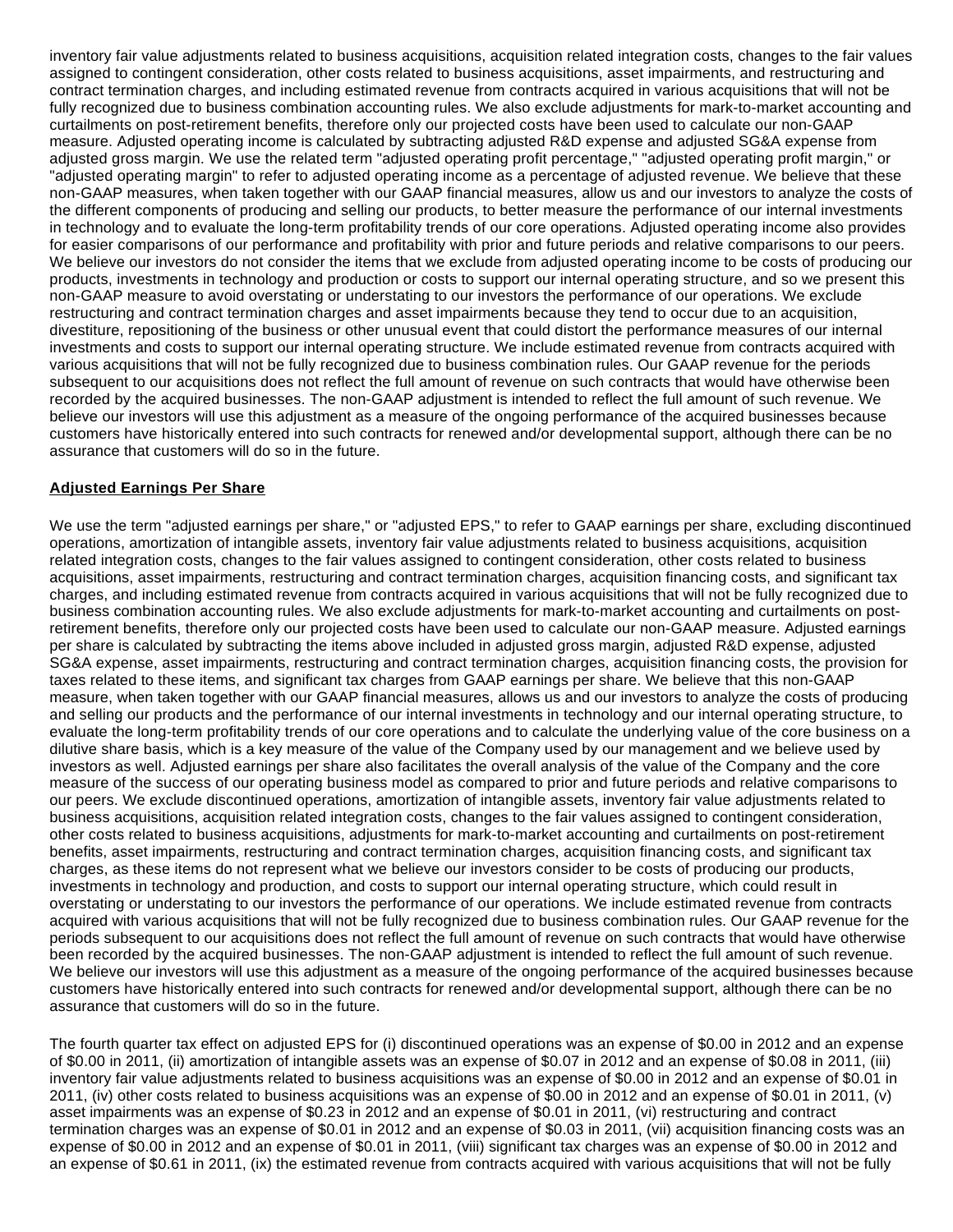inventory fair value adjustments related to business acquisitions, acquisition related integration costs, changes to the fair values assigned to contingent consideration, other costs related to business acquisitions, asset impairments, and restructuring and contract termination charges, and including estimated revenue from contracts acquired in various acquisitions that will not be fully recognized due to business combination accounting rules. We also exclude adjustments for mark-to-market accounting and curtailments on post-retirement benefits, therefore only our projected costs have been used to calculate our non-GAAP measure. Adjusted operating income is calculated by subtracting adjusted R&D expense and adjusted SG&A expense from adjusted gross margin. We use the related term "adjusted operating profit percentage," "adjusted operating profit margin," or "adjusted operating margin" to refer to adjusted operating income as a percentage of adjusted revenue. We believe that these non-GAAP measures, when taken together with our GAAP financial measures, allow us and our investors to analyze the costs of the different components of producing and selling our products, to better measure the performance of our internal investments in technology and to evaluate the long-term profitability trends of our core operations. Adjusted operating income also provides for easier comparisons of our performance and profitability with prior and future periods and relative comparisons to our peers. We believe our investors do not consider the items that we exclude from adjusted operating income to be costs of producing our products, investments in technology and production or costs to support our internal operating structure, and so we present this non-GAAP measure to avoid overstating or understating to our investors the performance of our operations. We exclude restructuring and contract termination charges and asset impairments because they tend to occur due to an acquisition, divestiture, repositioning of the business or other unusual event that could distort the performance measures of our internal investments and costs to support our internal operating structure. We include estimated revenue from contracts acquired with various acquisitions that will not be fully recognized due to business combination rules. Our GAAP revenue for the periods subsequent to our acquisitions does not reflect the full amount of revenue on such contracts that would have otherwise been recorded by the acquired businesses. The non-GAAP adjustment is intended to reflect the full amount of such revenue. We believe our investors will use this adjustment as a measure of the ongoing performance of the acquired businesses because customers have historically entered into such contracts for renewed and/or developmental support, although there can be no assurance that customers will do so in the future.

**Adjusted Earnings Per Share**

We use the term "adjusted earnings per share," or "adjusted EPS," to refer to GAAP earnings per share, excluding discontinued operations, amortization of intangible assets, inventory fair value adjustments related to business acquisitions, acquisition related integration costs, changes to the fair values assigned to contingent consideration, other costs related to business acquisitions, asset impairments, restructuring and contract termination charges, acquisition financing costs, and significant tax charges, and including estimated revenue from contracts acquired in various acquisitions that will not be fully recognized due to business combination accounting rules. We also exclude adjustments for mark-to-market accounting and curtailments on post-retirement benefits, therefore only our projected costs have been used to calculate our non-GAAP measure. Adjusted earnings per share is calculated by subtracting the items above included in adjusted gross margin, adjusted R&D expense, adjusted SG&A expense, asset impairments, restructuring and contract termination charges, acquisition financing costs, the provision for taxes related to these items, and significant tax charges from GAAP earnings per share. We believe that this non-GAAP measure, when taken together with our GAAP financial measures, allows us and our investors to analyze the costs of producing and selling our products and the performance of our internal investments in technology and our internal operating structure, to evaluate the long-term profitability trends of our core operations and to calculate the underlying value of the core business on a dilutive share basis, which is a key measure of the value of the Company used by our management and we believe used by investors as well. Adjusted earnings per share also facilitates the overall analysis of the value of the Company and the core measure of the success of our operating business model as compared to prior and future periods and relative comparisons to our peers. We exclude discontinued operations, amortization of intangible assets, inventory fair value adjustments related to business acquisitions, acquisition related integration costs, changes to the fair values assigned to contingent consideration, other costs related to business acquisitions, adjustments for mark-to-market accounting and curtailments on post-retirement benefits, asset impairments, restructuring and contract termination charges, acquisition financing costs, and significant tax charges, as these items do not represent what we believe our investors consider to be costs of producing our products, investments in technology and production, and costs to support our internal operating structure, which could result in overstating or understating to our investors the performance of our operations. We include estimated revenue from contracts acquired with various acquisitions that will not be fully recognized due to business combination rules. Our GAAP revenue for the periods subsequent to our acquisitions does not reflect the full amount of revenue on such contracts that would have otherwise been recorded by the acquired businesses. The non-GAAP adjustment is intended to reflect the full amount of such revenue. We believe our investors will use this adjustment as a measure of the ongoing performance of the acquired businesses because customers have historically entered into such contracts for renewed and/or developmental support, although there can be no assurance that customers will do so in the future.

The fourth quarter tax effect on adjusted EPS for (i) discontinued operations was an expense of $0.00 in 2012 and an expense of $0.00 in 2011, (ii) amortization of intangible assets was an expense of $0.07 in 2012 and an expense of $0.08 in 2011, (iii) inventory fair value adjustments related to business acquisitions was an expense of $0.00 in 2012 and an expense of $0.01 in 2011, (iv) other costs related to business acquisitions was an expense of $0.00 in 2012 and an expense of $0.01 in 2011, (v) asset impairments was an expense of $0.23 in 2012 and an expense of $0.01 in 2011, (vi) restructuring and contract termination charges was an expense of $0.01 in 2012 and an expense of $0.03 in 2011, (vii) acquisition financing costs was an expense of $0.00 in 2012 and an expense of $0.01 in 2011, (viii) significant tax charges was an expense of $0.00 in 2012 and an expense of $0.61 in 2011, (ix) the estimated revenue from contracts acquired with various acquisitions that will not be fully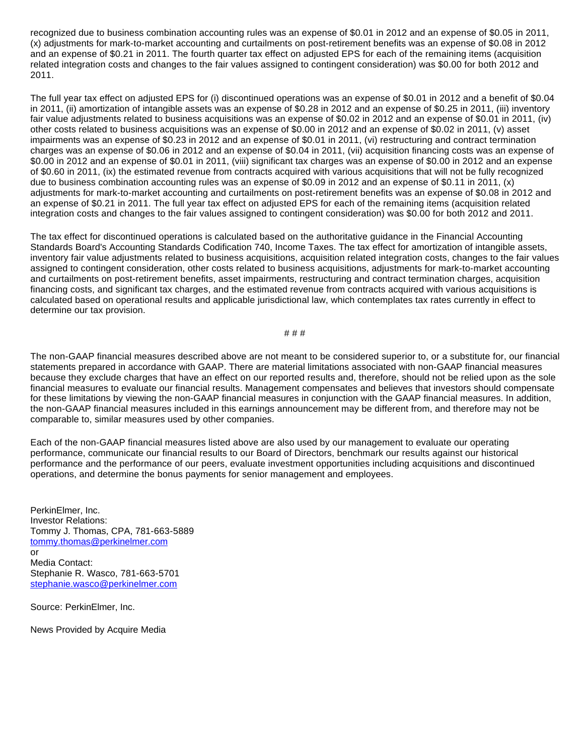recognized due to business combination accounting rules was an expense of $0.01 in 2012 and an expense of $0.05 in 2011, (x) adjustments for mark-to-market accounting and curtailments on post-retirement benefits was an expense of $0.08 in 2012 and an expense of $0.21 in 2011. The fourth quarter tax effect on adjusted EPS for each of the remaining items (acquisition related integration costs and changes to the fair values assigned to contingent consideration) was $0.00 for both 2012 and 2011.

The full year tax effect on adjusted EPS for (i) discontinued operations was an expense of $0.01 in 2012 and a benefit of $0.04 in 2011, (ii) amortization of intangible assets was an expense of $0.28 in 2012 and an expense of $0.25 in 2011, (iii) inventory fair value adjustments related to business acquisitions was an expense of $0.02 in 2012 and an expense of $0.01 in 2011, (iv) other costs related to business acquisitions was an expense of $0.00 in 2012 and an expense of $0.02 in 2011, (v) asset impairments was an expense of $0.23 in 2012 and an expense of $0.01 in 2011, (vi) restructuring and contract termination charges was an expense of $0.06 in 2012 and an expense of $0.04 in 2011, (vii) acquisition financing costs was an expense of $0.00 in 2012 and an expense of $0.01 in 2011, (viii) significant tax charges was an expense of $0.00 in 2012 and an expense of $0.60 in 2011, (ix) the estimated revenue from contracts acquired with various acquisitions that will not be fully recognized due to business combination accounting rules was an expense of $0.09 in 2012 and an expense of $0.11 in 2011, (x) adjustments for mark-to-market accounting and curtailments on post-retirement benefits was an expense of $0.08 in 2012 and an expense of $0.21 in 2011. The full year tax effect on adjusted EPS for each of the remaining items (acquisition related integration costs and changes to the fair values assigned to contingent consideration) was $0.00 for both 2012 and 2011.

The tax effect for discontinued operations is calculated based on the authoritative guidance in the Financial Accounting Standards Board's Accounting Standards Codification 740, Income Taxes. The tax effect for amortization of intangible assets, inventory fair value adjustments related to business acquisitions, acquisition related integration costs, changes to the fair values assigned to contingent consideration, other costs related to business acquisitions, adjustments for mark-to-market accounting and curtailments on post-retirement benefits, asset impairments, restructuring and contract termination charges, acquisition financing costs, and significant tax charges, and the estimated revenue from contracts acquired with various acquisitions is calculated based on operational results and applicable jurisdictional law, which contemplates tax rates currently in effect to determine our tax provision.

# # #

The non-GAAP financial measures described above are not meant to be considered superior to, or a substitute for, our financial statements prepared in accordance with GAAP. There are material limitations associated with non-GAAP financial measures because they exclude charges that have an effect on our reported results and, therefore, should not be relied upon as the sole financial measures to evaluate our financial results. Management compensates and believes that investors should compensate for these limitations by viewing the non-GAAP financial measures in conjunction with the GAAP financial measures. In addition, the non-GAAP financial measures included in this earnings announcement may be different from, and therefore may not be comparable to, similar measures used by other companies.

Each of the non-GAAP financial measures listed above are also used by our management to evaluate our operating performance, communicate our financial results to our Board of Directors, benchmark our results against our historical performance and the performance of our peers, evaluate investment opportunities including acquisitions and discontinued operations, and determine the bonus payments for senior management and employees.

PerkinElmer, Inc.
Investor Relations:
Tommy J. Thomas, CPA, 781-663-5889
tommy.thomas@perkinelmer.com
or
Media Contact:
Stephanie R. Wasco, 781-663-5701
stephanie.wasco@perkinelmer.com

Source: PerkinElmer, Inc.

News Provided by Acquire Media